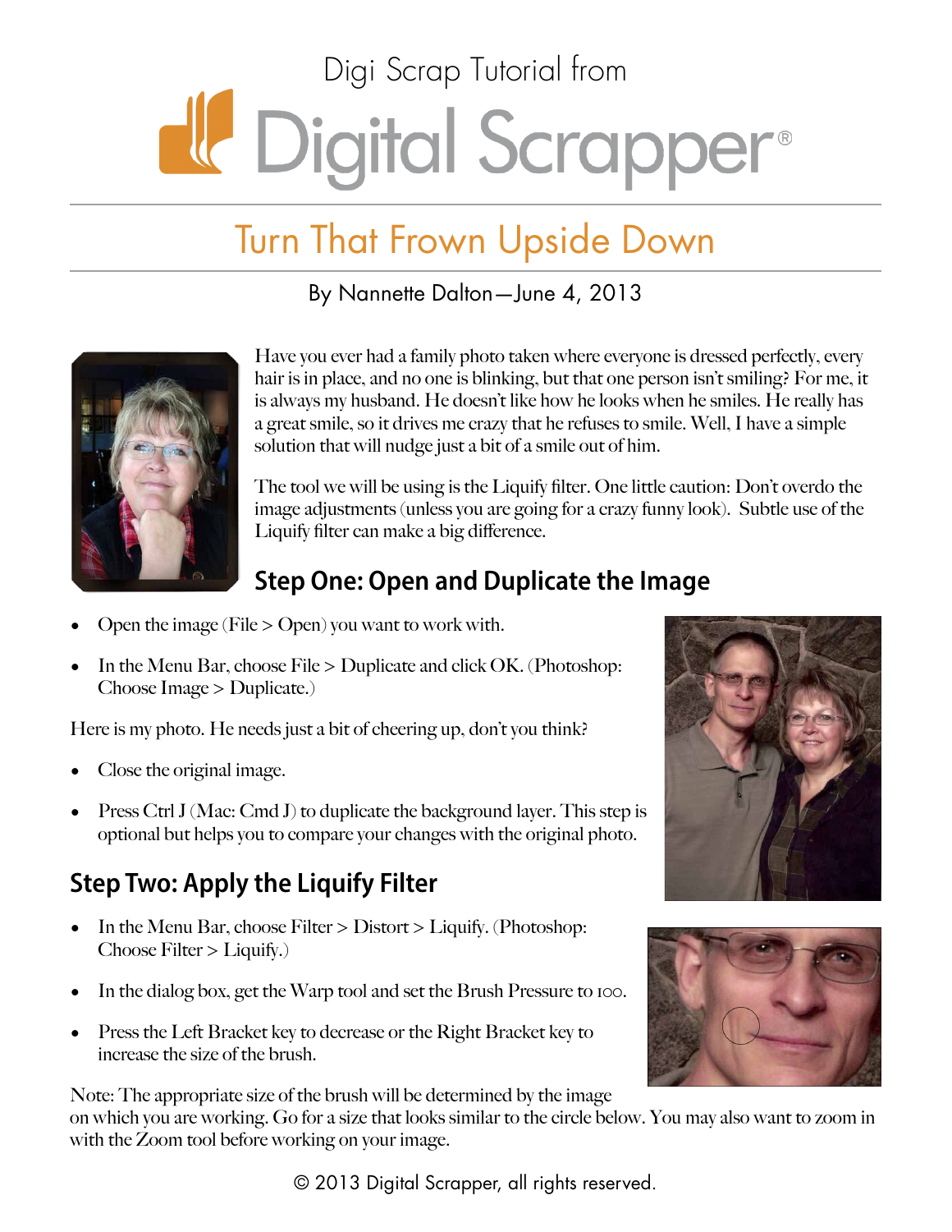Digi Scrap Tutorial from

Digital Scrapper®

# Turn That Frown Upside Down

By Nannette Dalton—June 4, 2013

Have you ever had a family photo taken where everyone is dressed perfectly, every hair is in place, and no one is blinking, but that one person isn't smiling? For me, it is always my husband. He doesn't like how he looks when he smiles. He really has a great smile, so it drives me crazy that he refuses to smile. Well, I have a simple solution that will nudge just a bit of a smile out of him.

The tool we will be using is the Liquify filter. One little caution: Don't overdo the image adjustments (unless you are going for a crazy funny look). Subtle use of the Liquify filter can make a big difference.

## Step One: Open and Duplicate the Image

- Open the image (File > Open) you want to work with.
- In the Menu Bar, choose File > Duplicate and click OK. (Photoshop: Choose Image > Duplicate.)

Here is my photo. He needs just a bit of cheering up, don't you think?

- Close the original image.
- Press Ctrl J (Mac: Cmd J) to duplicate the background layer. This step is optional but helps you to compare your changes with the original photo.

## Step Two: Apply the Liquify Filter

- In the Menu Bar, choose Filter > Distort > Liquify. (Photoshop: Choose Filter > Liquify.)
- In the dialog box, get the Warp tool and set the Brush Pressure to 100.
- Press the Left Bracket key to decrease or the Right Bracket key to increase the size of the brush.

Note: The appropriate size of the brush will be determined by the image on which you are working. Go for a size that looks similar to the circle below. You may also want to zoom in with the Zoom tool before working on your image.

© 2013 Digital Scrapper, all rights reserved.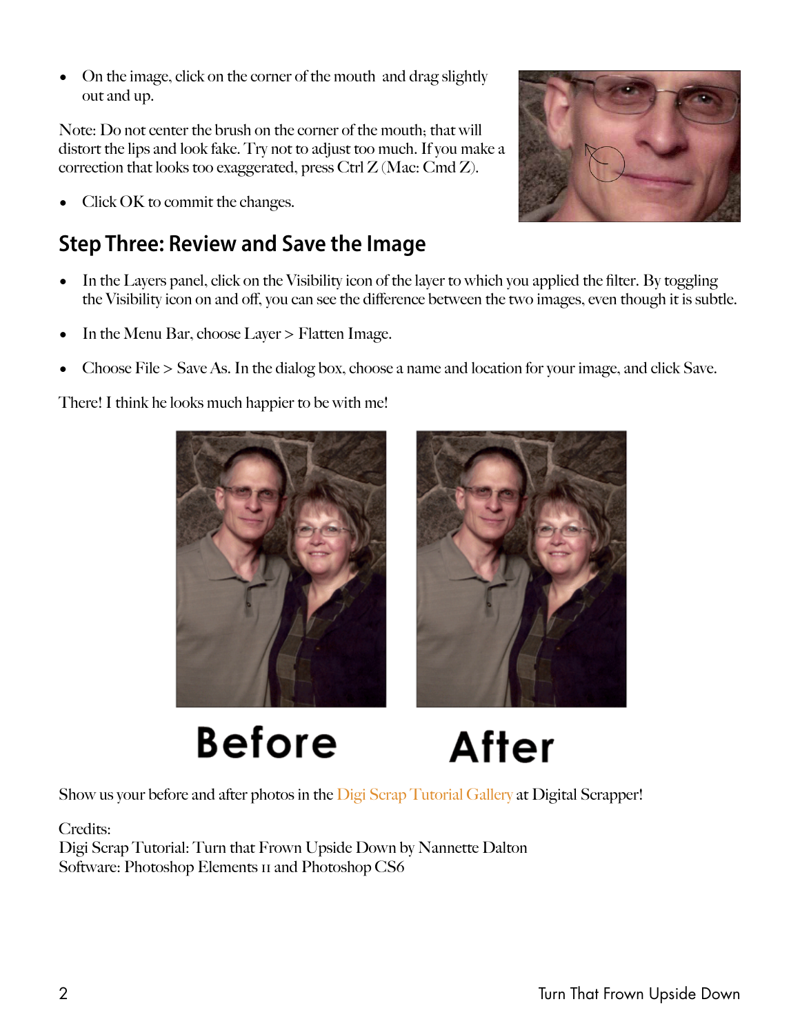- On the image, click on the corner of the mouth and drag slightly out and up.

Note: Do not center the brush on the corner of the mouth; that will distort the lips and look fake. Try not to adjust too much. If you make a correction that looks too exaggerated, press Ctrl Z (Mac: Cmd Z).

- Click OK to commit the changes.

## Step Three: Review and Save the Image

- In the Layers panel, click on the Visibility icon of the layer to which you applied the filter. By toggling the Visibility icon on and off, you can see the difference between the two images, even though it is subtle.
- In the Menu Bar, choose Layer > Flatten Image.
- Choose File > Save As. In the dialog box, choose a name and location for your image, and click Save.

There! I think he looks much happier to be with me!

**Before** **After**

Show us your before and after photos in the Digi Scrap Tutorial Gallery at Digital Scrapper!

Credits:
Digi Scrap Tutorial: Turn that Frown Upside Down by Nannette Dalton
Software: Photoshop Elements 11 and Photoshop CS6